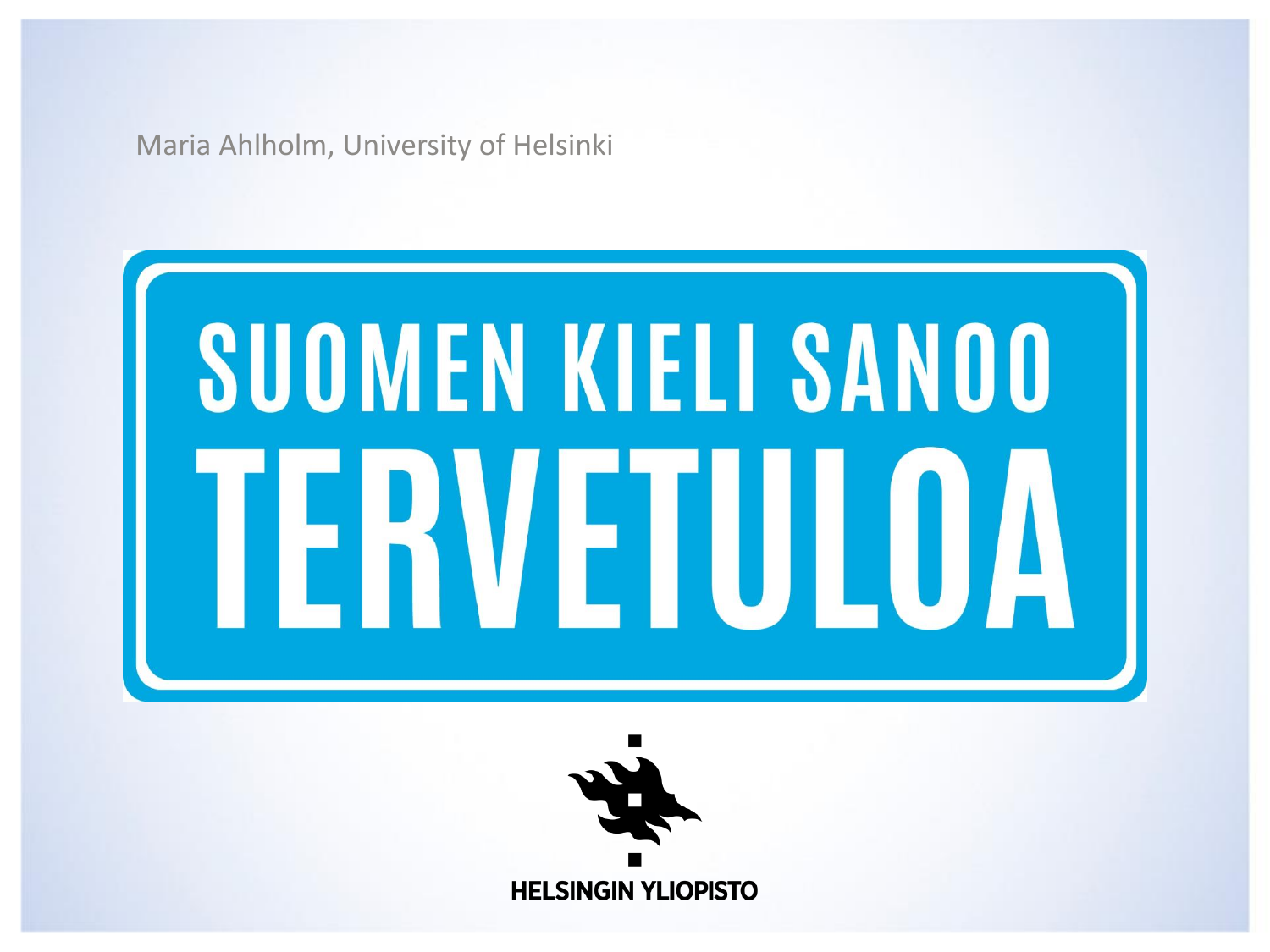Maria Ahlholm, University of Helsinki

# SUOMEN KIELI SANOO TERVETULOA

HELSINGIN YLIOPISTO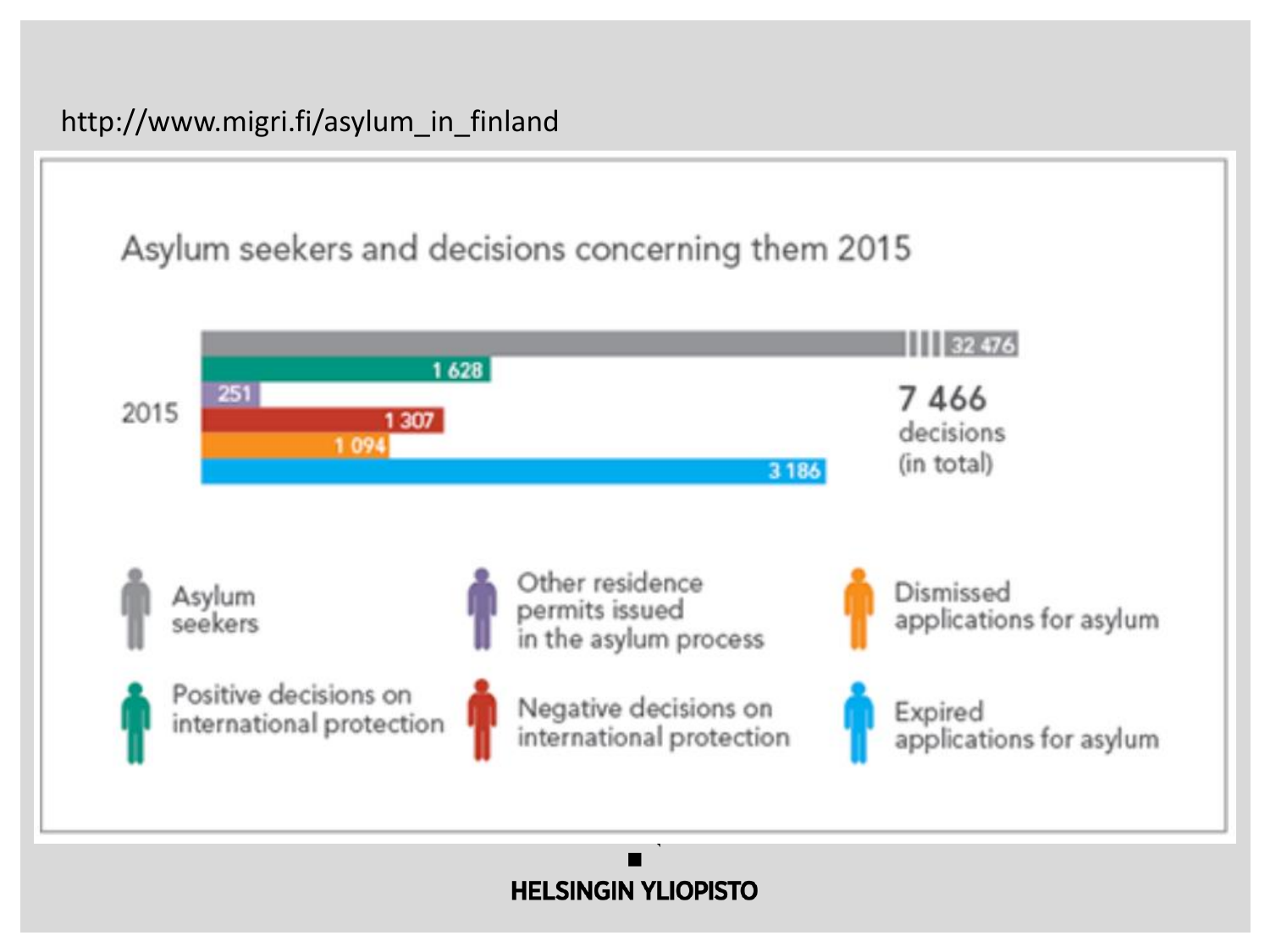http://www.migri.fi/asylum_in_finland

## Asylum seekers and decisions concerning them 2015

2015

| Category | Number |
| --- | --- |
| Asylum seekers | 32 476 |
| Positive decisions on international protection | 1 628 |
| Other residence permits issued in the asylum process | 251 |
| Negative decisions on international protection | 1 307 |
| Dismissed applications for asylum | 1 094 |
| Expired applications for asylum | 3 186 |

7 466 decisions (in total)

HELSINGIN YLIOPISTO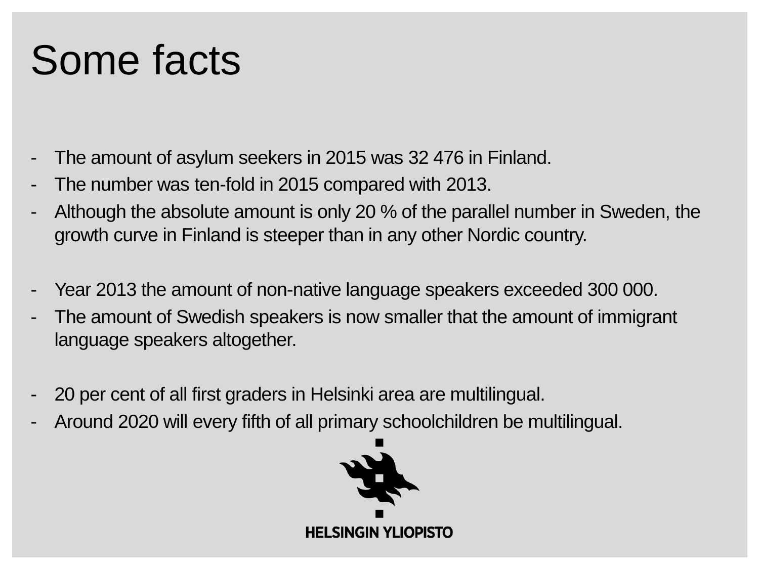# Some facts

- The amount of asylum seekers in 2015 was 32 476 in Finland.
- The number was ten-fold in 2015 compared with 2013.
- Although the absolute amount is only 20 % of the parallel number in Sweden, the growth curve in Finland is steeper than in any other Nordic country.

- Year 2013 the amount of non-native language speakers exceeded 300 000.
- The amount of Swedish speakers is now smaller that the amount of immigrant language speakers altogether.

- 20 per cent of all first graders in Helsinki area are multilingual.
- Around 2020 will every fifth of all primary schoolchildren be multilingual.

HELSINGIN YLIOPISTO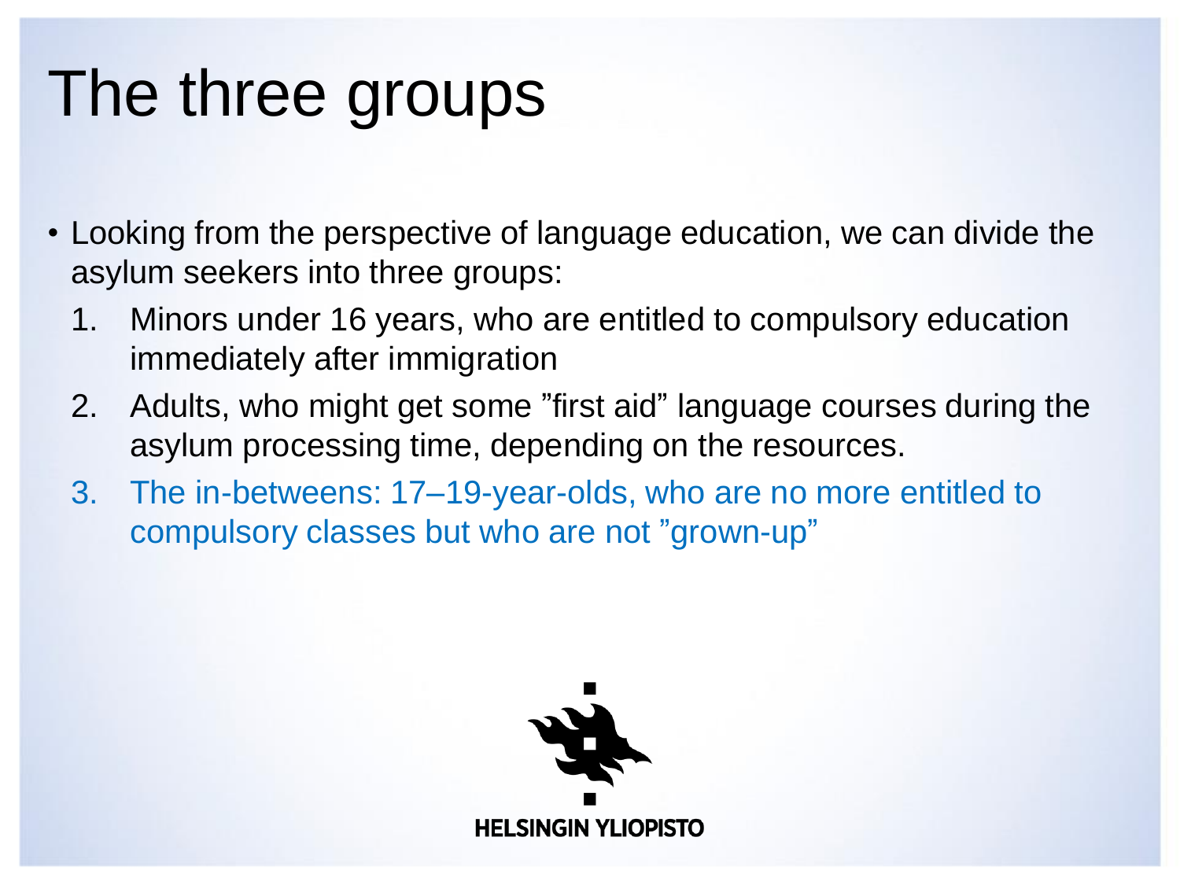# The three groups

- Looking from the perspective of language education, we can divide the asylum seekers into three groups:
  1. Minors under 16 years, who are entitled to compulsory education immediately after immigration
  2. Adults, who might get some ”first aid” language courses during the asylum processing time, depending on the resources.
  3. The in-betweens: 17–19-year-olds, who are no more entitled to compulsory classes but who are not ”grown-up”

HELSINGIN YLIOPISTO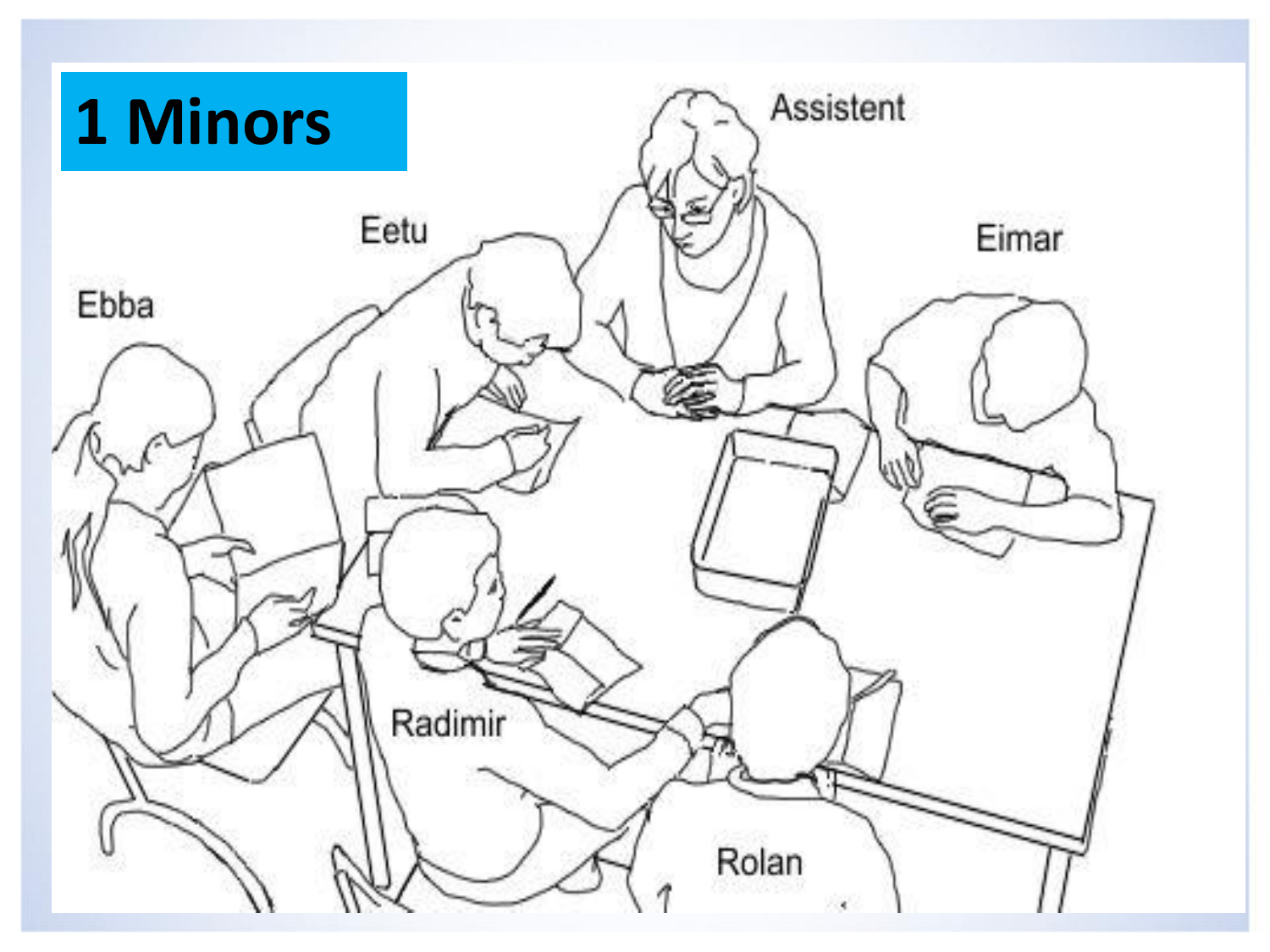# 1 Minors

Assistent

Eetu

Eimar

Ebba

Radimir

Rolan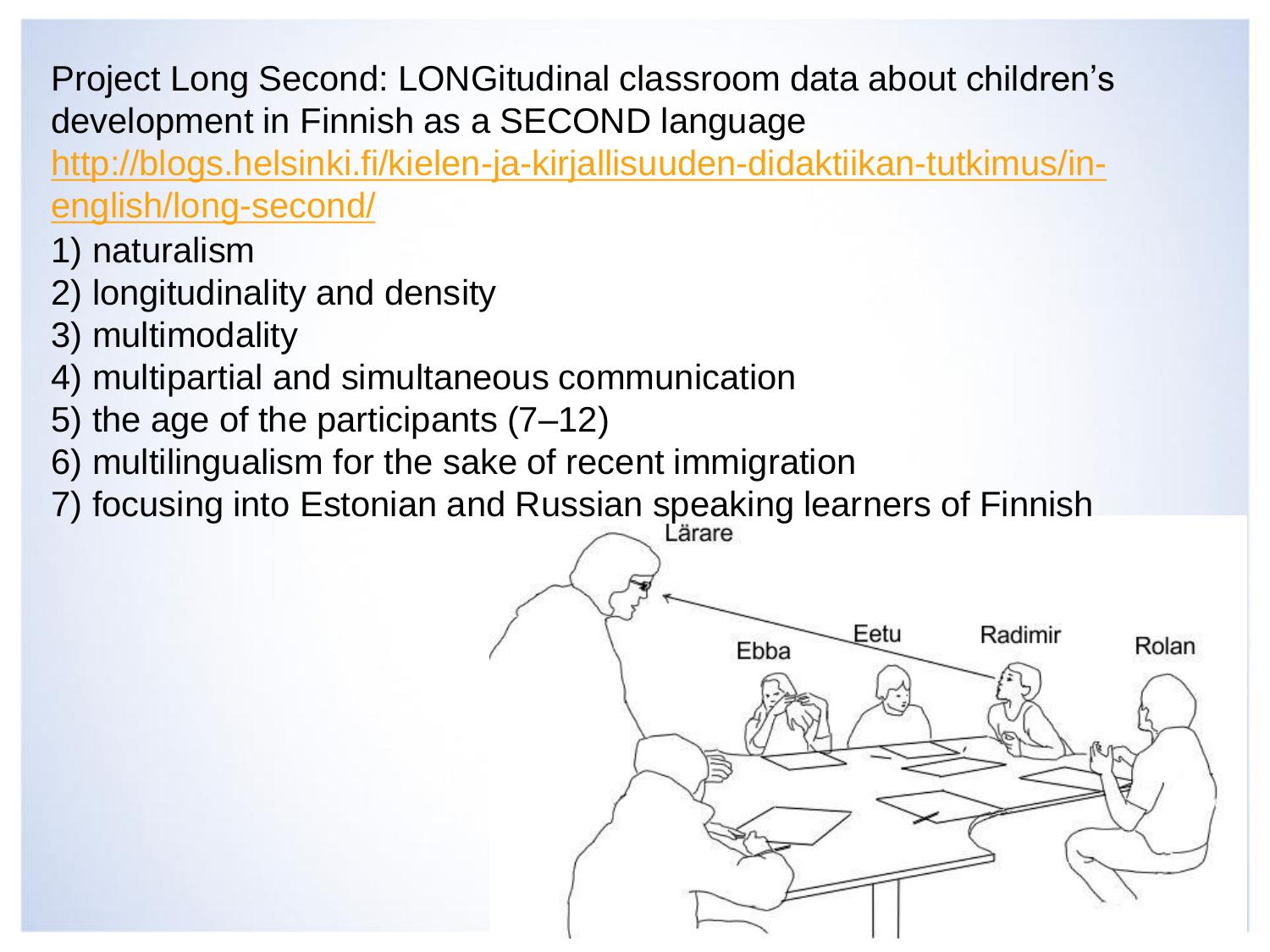Project Long Second: LONGitudinal classroom data about children's development in Finnish as a SECOND language

http://blogs.helsinki.fi/kielen-ja-kirjallisuuden-didaktiikan-tutkimus/in-english/long-second/

1) naturalism
2) longitudinality and density
3) multimodality
4) multipartial and simultaneous communication
5) the age of the participants (7–12)
6) multilingualism for the sake of recent immigration
7) focusing into Estonian and Russian speaking learners of Finnish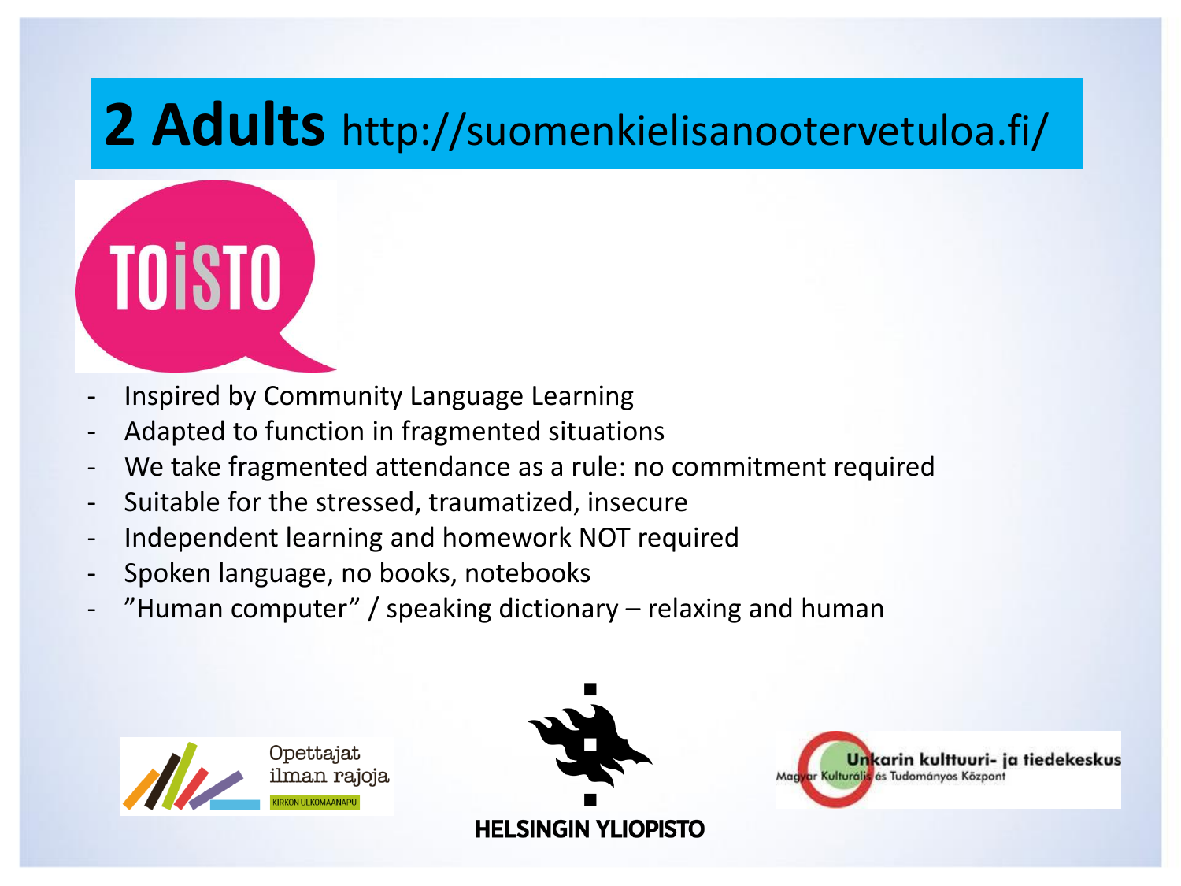# 2 Adults http://suomenkielisanootervetuloa.fi/

TOiSTO

- Inspired by Community Language Learning
- Adapted to function in fragmented situations
- We take fragmented attendance as a rule: no commitment required
- Suitable for the stressed, traumatized, insecure
- Independent learning and homework NOT required
- Spoken language, no books, notebooks
- ”Human computer” / speaking dictionary – relaxing and human

Opettajat ilman rajoja KIRKON ULKOMAANAPU

HELSINGIN YLIOPISTO

Unkarin kulttuuri- ja tiedekeskus Magyar Kulturális és Tudományos Központ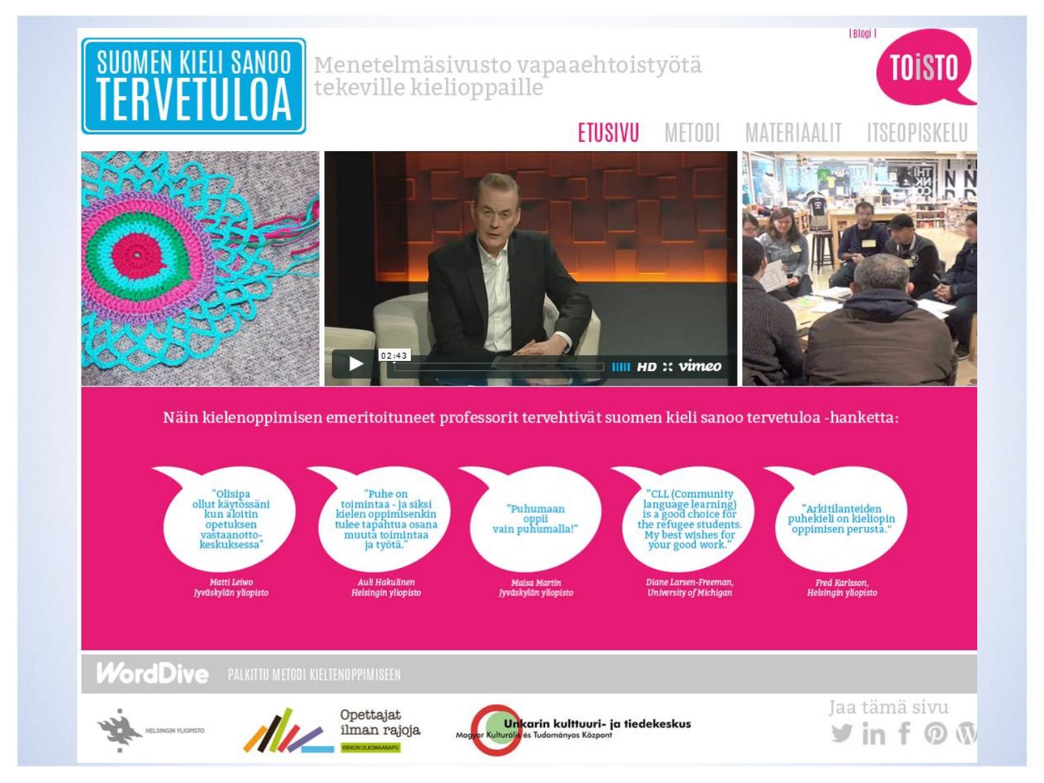# SUOMEN KIELI SANOO TERVETULOA

Menetelmäsivusto vapaaehtoistyötä tekeville kielioppaille

| Blogi |

TOiSTO

ETUSIVU METODI MATERIAALIT ITSEOPISKELU

Näin kielenoppimisen emeritoituneet professorit tervehtivät suomen kieli sanoo tervetuloa -hanketta:

"Olisipa ollut käytössäni kun aloitin opetuksen vastaanotto-keskuksessa"
*Matti Leiwo, Jyväskylän yliopisto*

"Puhe on toimintaa - ja siksi kielen oppimisenkin tulee tapahtua osana muuta toimintaa ja työtä."
*Auli Hakulinen, Helsingin yliopisto*

"Puhumaan oppii vain puhumalla!"
*Maisa Martin, Jyväskylän yliopisto*

"CLL (Community language learning) is a good choice for the refugee students. My best wishes for your good work."
*Diane Larsen-Freeman, University of Michigan*

"Arkitilanteiden puhekieli on kieliopin oppimisen perusta."
*Fred Karlsson, Helsingin yliopisto*

WordDive PALKITTU METODI KIELTENOPPIMISEEN

HELSINGIN YLIOPISTO

Opettajat ilman rajoja — KIRKON ULKOMAANAPU

Unkarin kulttuuri- ja tiedekeskus — Magyar Kulturális és Tudományos Központ

Jaa tämä sivu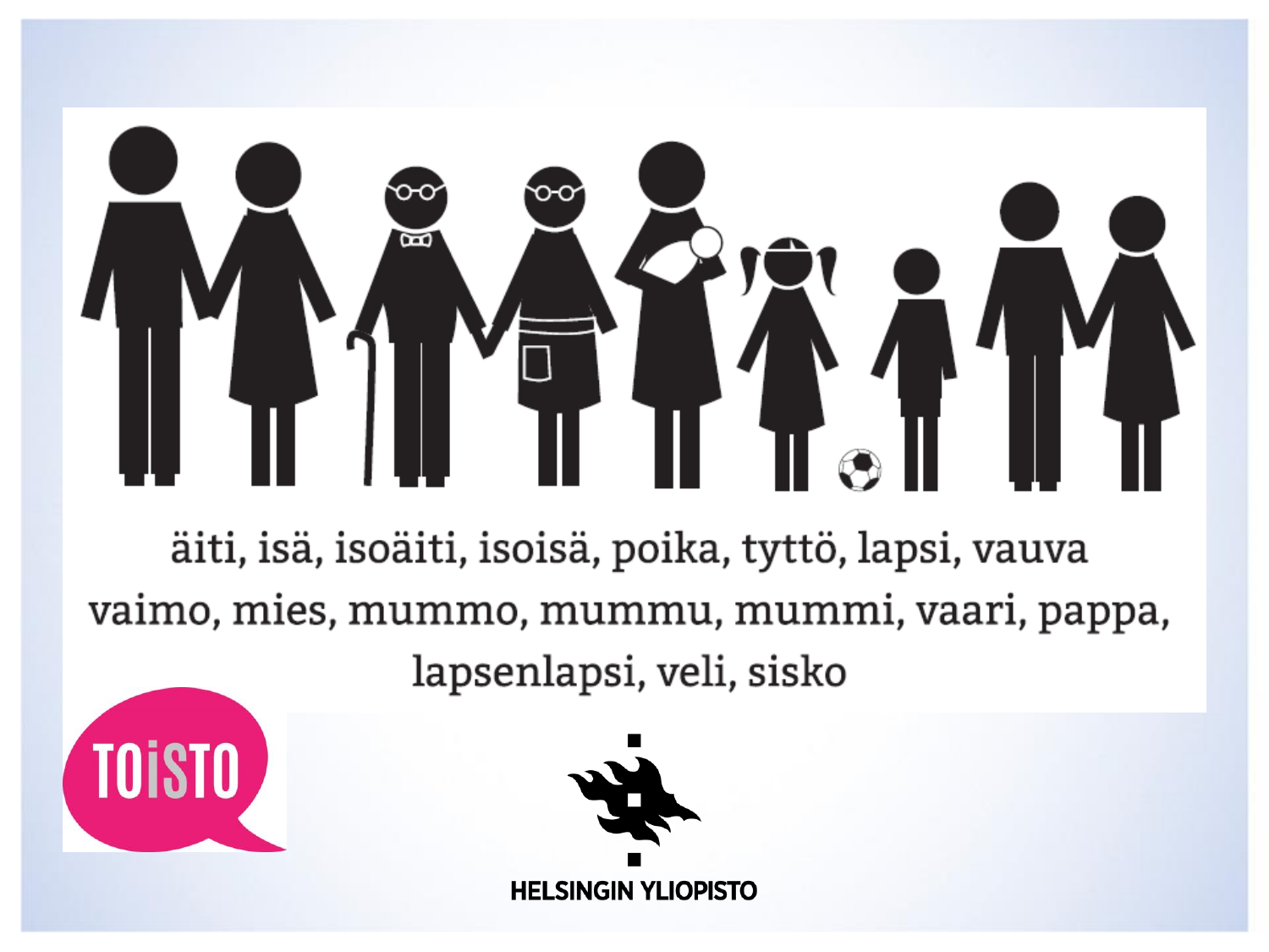äiti, isä, isoäiti, isoisä, poika, tyttö, lapsi, vauva
vaimo, mies, mummo, mummu, mummi, vaari, pappa,
lapsenlapsi, veli, sisko

TOiSTO

HELSINGIN YLIOPISTO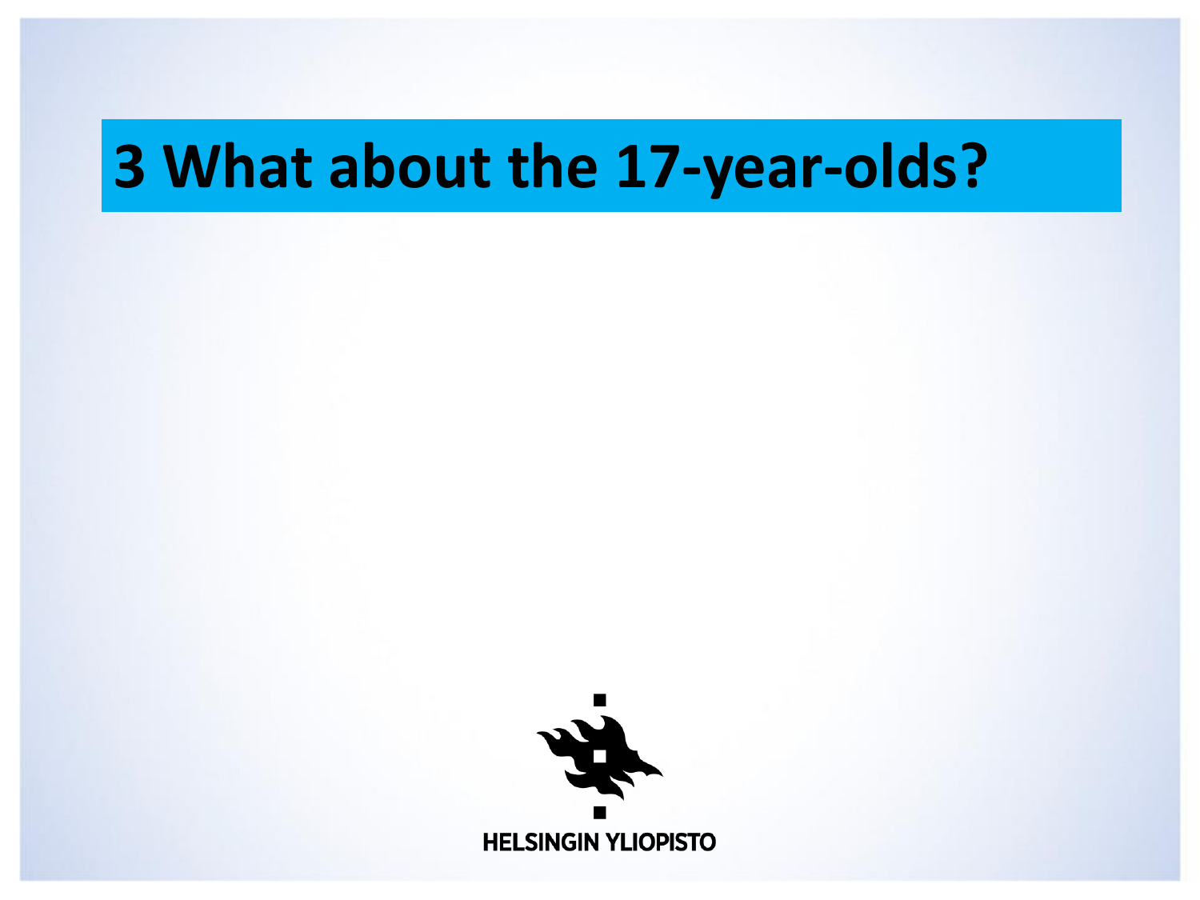# 3 What about the 17-year-olds?

HELSINGIN YLIOPISTO